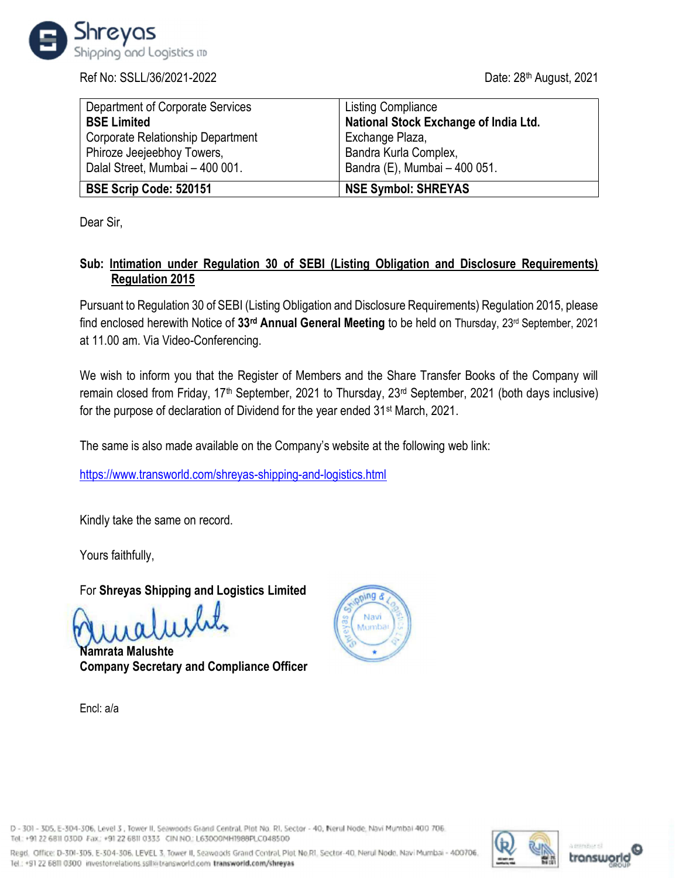Ref No: SSLL/36/2021-2022

Date: 28th August, 2021

| Department of Corporate Services<br>**BSE Limited**<br>Corporate Relationship Department<br>Phiroze Jeejeebhoy Towers,<br>Dalal Street, Mumbai – 400 001. | Listing Compliance<br>**National Stock Exchange of India Ltd.**<br>Exchange Plaza,<br>Bandra Kurla Complex,<br>Bandra (E), Mumbai – 400 051. |
|---|---|
| **BSE Scrip Code: 520151** | **NSE Symbol: SHREYAS** |

Dear Sir,

**Sub: Intimation under Regulation 30 of SEBI (Listing Obligation and Disclosure Requirements) Regulation 2015**

Pursuant to Regulation 30 of SEBI (Listing Obligation and Disclosure Requirements) Regulation 2015, please find enclosed herewith Notice of **33rd Annual General Meeting** to be held on Thursday, 23rd September, 2021 at 11.00 am. Via Video-Conferencing.

We wish to inform you that the Register of Members and the Share Transfer Books of the Company will remain closed from Friday, 17th September, 2021 to Thursday, 23rd September, 2021 (both days inclusive) for the purpose of declaration of Dividend for the year ended 31st March, 2021.

The same is also made available on the Company's website at the following web link:

https://www.transworld.com/shreyas-shipping-and-logistics.html

Kindly take the same on record.

Yours faithfully,

For **Shreyas Shipping and Logistics Limited**

**Namrata Malushte**
**Company Secretary and Compliance Officer**

Encl: a/a

D - 301 - 305, E-304-306, Level 3, Tower II, Seawoods Grand Central, Plot No. R1, Sector - 40, Nerul Node, Navi Mumbai 400 706.
Tel.: +91 22 6811 0300 Fax: +91 22 6811 0333 CIN NO.: L63000MH1988PLC048500

Regd. Office: D-301-305, E-304-306, LEVEL 3, Tower II, Seawoods Grand Central, Plot No.R1, Sector-40, Nerul Node, Navi Mumbai - 400706.
Tel.: +91 22 6811 0300 investorrelations.ssll@transworld.com transworld.com/shreyas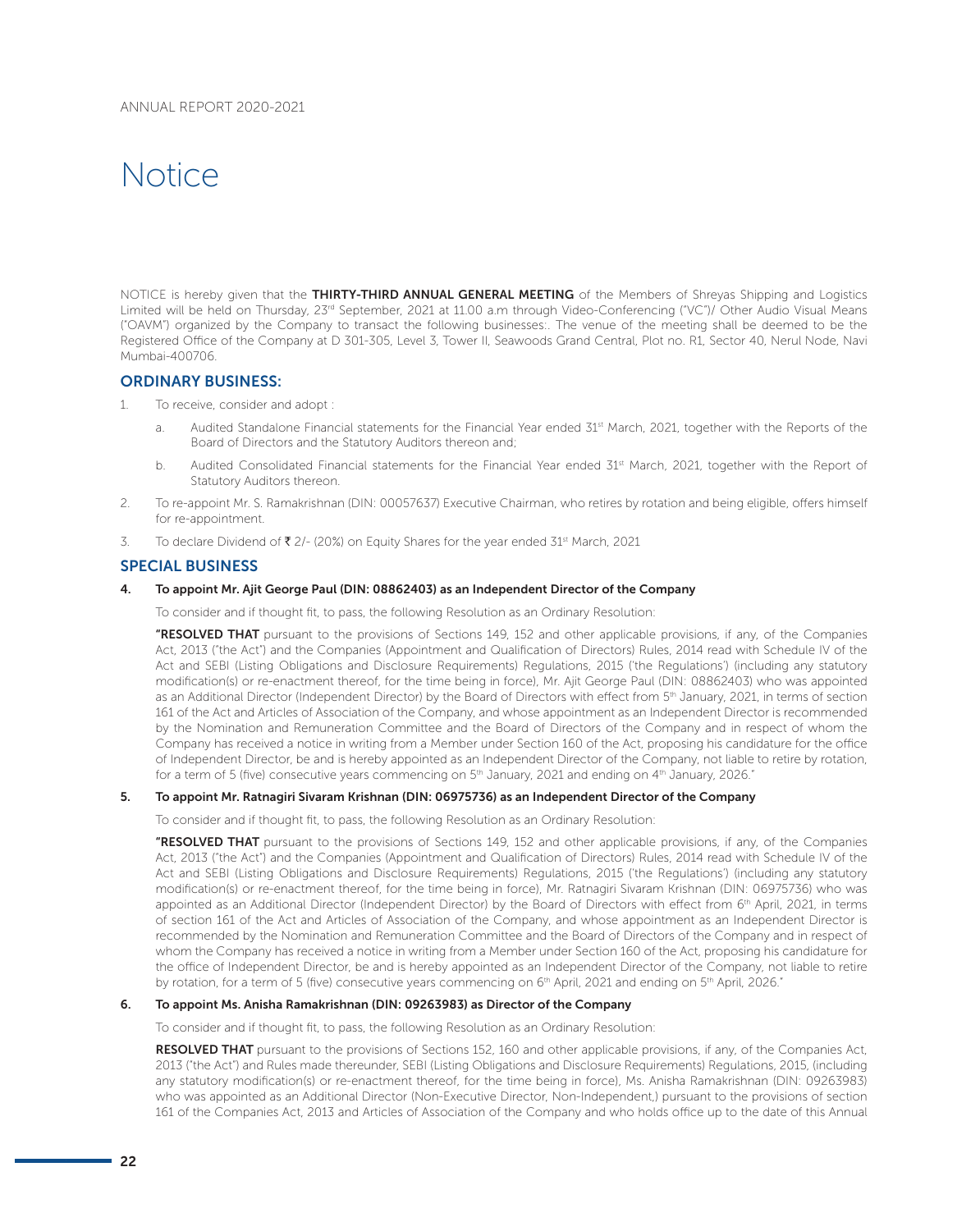# Notice

NOTICE is hereby given that the **THIRTY-THIRD ANNUAL GENERAL MEETING** of the Members of Shreyas Shipping and Logistics Limited will be held on Thursday, 23rd September, 2021 at 11.00 a.m through Video-Conferencing ("VC")/ Other Audio Visual Means ("OAVM") organized by the Company to transact the following businesses:. The venue of the meeting shall be deemed to be the Registered Office of the Company at D 301-305, Level 3, Tower II, Seawoods Grand Central, Plot no. R1, Sector 40, Nerul Node, Navi Mumbai-400706.

## ORDINARY BUSINESS:

1. To receive, consider and adopt :

   a. Audited Standalone Financial statements for the Financial Year ended 31st March, 2021, together with the Reports of the Board of Directors and the Statutory Auditors thereon and;

   b. Audited Consolidated Financial statements for the Financial Year ended 31st March, 2021, together with the Report of Statutory Auditors thereon.

2. To re-appoint Mr. S. Ramakrishnan (DIN: 00057637) Executive Chairman, who retires by rotation and being eligible, offers himself for re-appointment.

3. To declare Dividend of ₹ 2/- (20%) on Equity Shares for the year ended 31st March, 2021

## SPECIAL BUSINESS

**4. To appoint Mr. Ajit George Paul (DIN: 08862403) as an Independent Director of the Company**

To consider and if thought fit, to pass, the following Resolution as an Ordinary Resolution:

**"RESOLVED THAT** pursuant to the provisions of Sections 149, 152 and other applicable provisions, if any, of the Companies Act, 2013 ("the Act") and the Companies (Appointment and Qualification of Directors) Rules, 2014 read with Schedule IV of the Act and SEBI (Listing Obligations and Disclosure Requirements) Regulations, 2015 ('the Regulations') (including any statutory modification(s) or re-enactment thereof, for the time being in force), Mr. Ajit George Paul (DIN: 08862403) who was appointed as an Additional Director (Independent Director) by the Board of Directors with effect from 5th January, 2021, in terms of section 161 of the Act and Articles of Association of the Company, and whose appointment as an Independent Director is recommended by the Nomination and Remuneration Committee and the Board of Directors of the Company and in respect of whom the Company has received a notice in writing from a Member under Section 160 of the Act, proposing his candidature for the office of Independent Director, be and is hereby appointed as an Independent Director of the Company, not liable to retire by rotation, for a term of 5 (five) consecutive years commencing on 5th January, 2021 and ending on 4th January, 2026."

**5. To appoint Mr. Ratnagiri Sivaram Krishnan (DIN: 06975736) as an Independent Director of the Company**

To consider and if thought fit, to pass, the following Resolution as an Ordinary Resolution:

**"RESOLVED THAT** pursuant to the provisions of Sections 149, 152 and other applicable provisions, if any, of the Companies Act, 2013 ("the Act") and the Companies (Appointment and Qualification of Directors) Rules, 2014 read with Schedule IV of the Act and SEBI (Listing Obligations and Disclosure Requirements) Regulations, 2015 ('the Regulations') (including any statutory modification(s) or re-enactment thereof, for the time being in force), Mr. Ratnagiri Sivaram Krishnan (DIN: 06975736) who was appointed as an Additional Director (Independent Director) by the Board of Directors with effect from 6th April, 2021, in terms of section 161 of the Act and Articles of Association of the Company, and whose appointment as an Independent Director is recommended by the Nomination and Remuneration Committee and the Board of Directors of the Company and in respect of whom the Company has received a notice in writing from a Member under Section 160 of the Act, proposing his candidature for the office of Independent Director, be and is hereby appointed as an Independent Director of the Company, not liable to retire by rotation, for a term of 5 (five) consecutive years commencing on 6th April, 2021 and ending on 5th April, 2026."

**6. To appoint Ms. Anisha Ramakrishnan (DIN: 09263983) as Director of the Company**

To consider and if thought fit, to pass, the following Resolution as an Ordinary Resolution:

**RESOLVED THAT** pursuant to the provisions of Sections 152, 160 and other applicable provisions, if any, of the Companies Act, 2013 ("the Act") and Rules made thereunder, SEBI (Listing Obligations and Disclosure Requirements) Regulations, 2015, (including any statutory modification(s) or re-enactment thereof, for the time being in force), Ms. Anisha Ramakrishnan (DIN: 09263983) who was appointed as an Additional Director (Non-Executive Director, Non-Independent,) pursuant to the provisions of section 161 of the Companies Act, 2013 and Articles of Association of the Company and who holds office up to the date of this Annual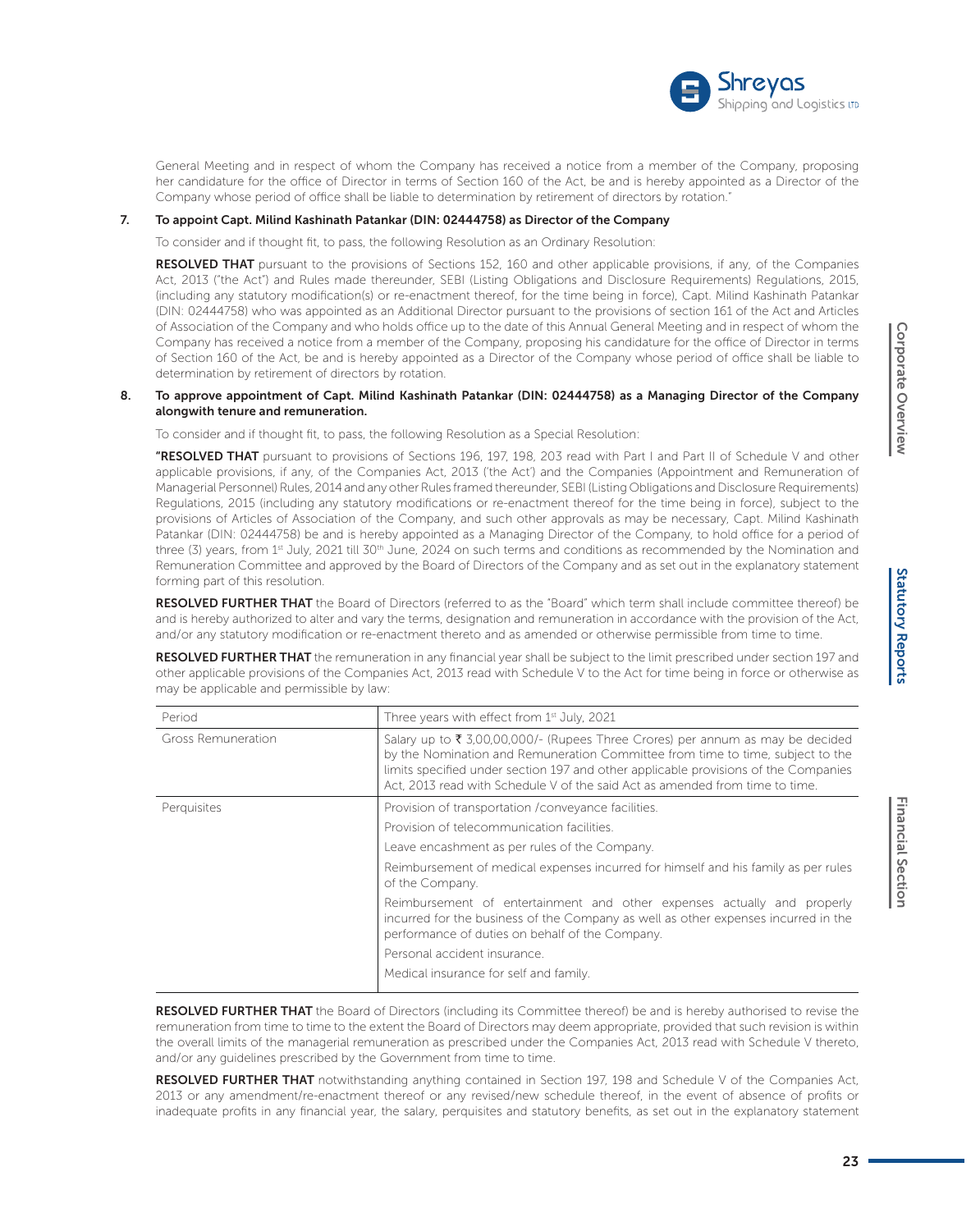General Meeting and in respect of whom the Company has received a notice from a member of the Company, proposing her candidature for the office of Director in terms of Section 160 of the Act, be and is hereby appointed as a Director of the Company whose period of office shall be liable to determination by retirement of directors by rotation."

**7. To appoint Capt. Milind Kashinath Patankar (DIN: 02444758) as Director of the Company**

To consider and if thought fit, to pass, the following Resolution as an Ordinary Resolution:

**RESOLVED THAT** pursuant to the provisions of Sections 152, 160 and other applicable provisions, if any, of the Companies Act, 2013 ("the Act") and Rules made thereunder, SEBI (Listing Obligations and Disclosure Requirements) Regulations, 2015, (including any statutory modification(s) or re-enactment thereof, for the time being in force), Capt. Milind Kashinath Patankar (DIN: 02444758) who was appointed as an Additional Director pursuant to the provisions of section 161 of the Act and Articles of Association of the Company and who holds office up to the date of this Annual General Meeting and in respect of whom the Company has received a notice from a member of the Company, proposing his candidature for the office of Director in terms of Section 160 of the Act, be and is hereby appointed as a Director of the Company whose period of office shall be liable to determination by retirement of directors by rotation.

**8. To approve appointment of Capt. Milind Kashinath Patankar (DIN: 02444758) as a Managing Director of the Company alongwith tenure and remuneration.**

To consider and if thought fit, to pass, the following Resolution as a Special Resolution:

**"RESOLVED THAT** pursuant to provisions of Sections 196, 197, 198, 203 read with Part I and Part II of Schedule V and other applicable provisions, if any, of the Companies Act, 2013 ('the Act') and the Companies (Appointment and Remuneration of Managerial Personnel) Rules, 2014 and any other Rules framed thereunder, SEBI (Listing Obligations and Disclosure Requirements) Regulations, 2015 (including any statutory modifications or re-enactment thereof for the time being in force), subject to the provisions of Articles of Association of the Company, and such other approvals as may be necessary, Capt. Milind Kashinath Patankar (DIN: 02444758) be and is hereby appointed as a Managing Director of the Company, to hold office for a period of three (3) years, from 1st July, 2021 till 30th June, 2024 on such terms and conditions as recommended by the Nomination and Remuneration Committee and approved by the Board of Directors of the Company and as set out in the explanatory statement forming part of this resolution.

**RESOLVED FURTHER THAT** the Board of Directors (referred to as the "Board" which term shall include committee thereof) be and is hereby authorized to alter and vary the terms, designation and remuneration in accordance with the provision of the Act, and/or any statutory modification or re-enactment thereto and as amended or otherwise permissible from time to time.

**RESOLVED FURTHER THAT** the remuneration in any financial year shall be subject to the limit prescribed under section 197 and other applicable provisions of the Companies Act, 2013 read with Schedule V to the Act for time being in force or otherwise as may be applicable and permissible by law:

| Period | Three years with effect from 1st July, 2021 |
|---|---|
| Gross Remuneration | Salary up to ₹ 3,00,00,000/- (Rupees Three Crores) per annum as may be decided by the Nomination and Remuneration Committee from time to time, subject to the limits specified under section 197 and other applicable provisions of the Companies Act, 2013 read with Schedule V of the said Act as amended from time to time. |
| Perquisites | Provision of transportation /conveyance facilities.<br>Provision of telecommunication facilities.<br>Leave encashment as per rules of the Company.<br>Reimbursement of medical expenses incurred for himself and his family as per rules of the Company.<br>Reimbursement of entertainment and other expenses actually and properly incurred for the business of the Company as well as other expenses incurred in the performance of duties on behalf of the Company.<br>Personal accident insurance.<br>Medical insurance for self and family. |

**RESOLVED FURTHER THAT** the Board of Directors (including its Committee thereof) be and is hereby authorised to revise the remuneration from time to time to the extent the Board of Directors may deem appropriate, provided that such revision is within the overall limits of the managerial remuneration as prescribed under the Companies Act, 2013 read with Schedule V thereto, and/or any guidelines prescribed by the Government from time to time.

**RESOLVED FURTHER THAT** notwithstanding anything contained in Section 197, 198 and Schedule V of the Companies Act, 2013 or any amendment/re-enactment thereof or any revised/new schedule thereof, in the event of absence of profits or inadequate profits in any financial year, the salary, perquisites and statutory benefits, as set out in the explanatory statement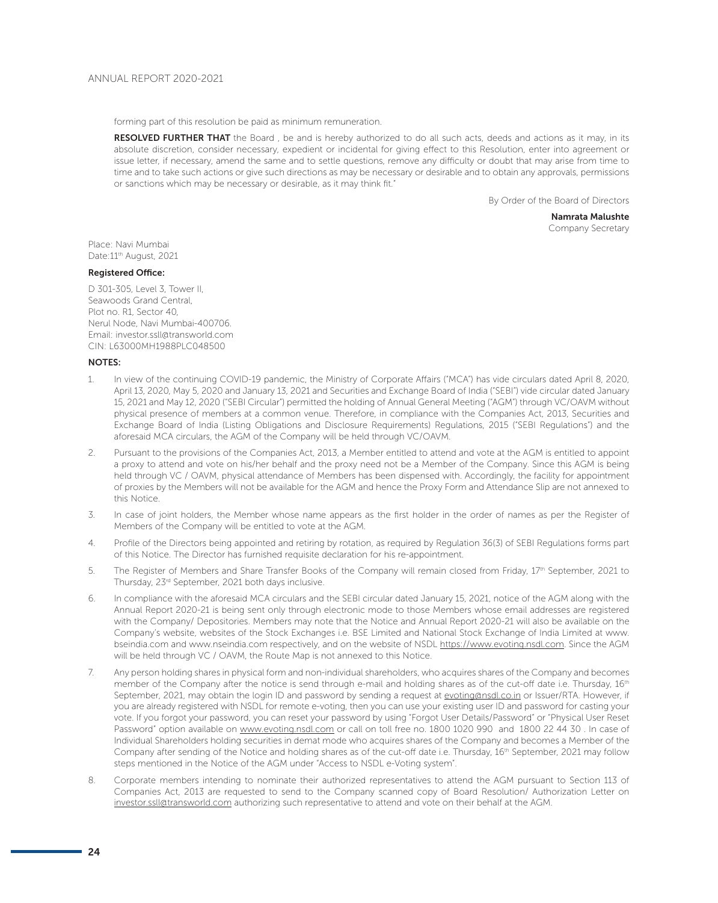forming part of this resolution be paid as minimum remuneration.

**RESOLVED FURTHER THAT** the Board , be and is hereby authorized to do all such acts, deeds and actions as it may, in its absolute discretion, consider necessary, expedient or incidental for giving effect to this Resolution, enter into agreement or issue letter, if necessary, amend the same and to settle questions, remove any difficulty or doubt that may arise from time to time and to take such actions or give such directions as may be necessary or desirable and to obtain any approvals, permissions or sanctions which may be necessary or desirable, as it may think fit."

By Order of the Board of Directors

**Namrata Malushte**
Company Secretary

Place: Navi Mumbai
Date:11th August, 2021

**Registered Office:**

D 301-305, Level 3, Tower II,
Seawoods Grand Central,
Plot no. R1, Sector 40,
Nerul Node, Navi Mumbai-400706.
Email: investor.ssll@transworld.com
CIN: L63000MH1988PLC048500

**NOTES:**

1. In view of the continuing COVID-19 pandemic, the Ministry of Corporate Affairs ("MCA") has vide circulars dated April 8, 2020, April 13, 2020, May 5, 2020 and January 13, 2021 and Securities and Exchange Board of India ("SEBI") vide circular dated January 15, 2021 and May 12, 2020 ("SEBI Circular") permitted the holding of Annual General Meeting ("AGM") through VC/OAVM without physical presence of members at a common venue. Therefore, in compliance with the Companies Act, 2013, Securities and Exchange Board of India (Listing Obligations and Disclosure Requirements) Regulations, 2015 ("SEBI Regulations") and the aforesaid MCA circulars, the AGM of the Company will be held through VC/OAVM.

2. Pursuant to the provisions of the Companies Act, 2013, a Member entitled to attend and vote at the AGM is entitled to appoint a proxy to attend and vote on his/her behalf and the proxy need not be a Member of the Company. Since this AGM is being held through VC / OAVM, physical attendance of Members has been dispensed with. Accordingly, the facility for appointment of proxies by the Members will not be available for the AGM and hence the Proxy Form and Attendance Slip are not annexed to this Notice.

3. In case of joint holders, the Member whose name appears as the first holder in the order of names as per the Register of Members of the Company will be entitled to vote at the AGM.

4. Profile of the Directors being appointed and retiring by rotation, as required by Regulation 36(3) of SEBI Regulations forms part of this Notice. The Director has furnished requisite declaration for his re-appointment.

5. The Register of Members and Share Transfer Books of the Company will remain closed from Friday, 17th September, 2021 to Thursday, 23rd September, 2021 both days inclusive.

6. In compliance with the aforesaid MCA circulars and the SEBI circular dated January 15, 2021, notice of the AGM along with the Annual Report 2020-21 is being sent only through electronic mode to those Members whose email addresses are registered with the Company/ Depositories. Members may note that the Notice and Annual Report 2020-21 will also be available on the Company's website, websites of the Stock Exchanges i.e. BSE Limited and National Stock Exchange of India Limited at www.bseindia.com and www.nseindia.com respectively, and on the website of NSDL https://www.evoting.nsdl.com. Since the AGM will be held through VC / OAVM, the Route Map is not annexed to this Notice.

7. Any person holding shares in physical form and non-individual shareholders, who acquires shares of the Company and becomes member of the Company after the notice is send through e-mail and holding shares as of the cut-off date i.e. Thursday, 16th September, 2021, may obtain the login ID and password by sending a request at evoting@nsdl.co.in or Issuer/RTA. However, if you are already registered with NSDL for remote e-voting, then you can use your existing user ID and password for casting your vote. If you forgot your password, you can reset your password by using "Forgot User Details/Password" or "Physical User Reset Password" option available on www.evoting.nsdl.com or call on toll free no. 1800 1020 990 and 1800 22 44 30 . In case of Individual Shareholders holding securities in demat mode who acquires shares of the Company and becomes a Member of the Company after sending of the Notice and holding shares as of the cut-off date i.e. Thursday, 16th September, 2021 may follow steps mentioned in the Notice of the AGM under "Access to NSDL e-Voting system".

8. Corporate members intending to nominate their authorized representatives to attend the AGM pursuant to Section 113 of Companies Act, 2013 are requested to send to the Company scanned copy of Board Resolution/ Authorization Letter on investor.ssll@transworld.com authorizing such representative to attend and vote on their behalf at the AGM.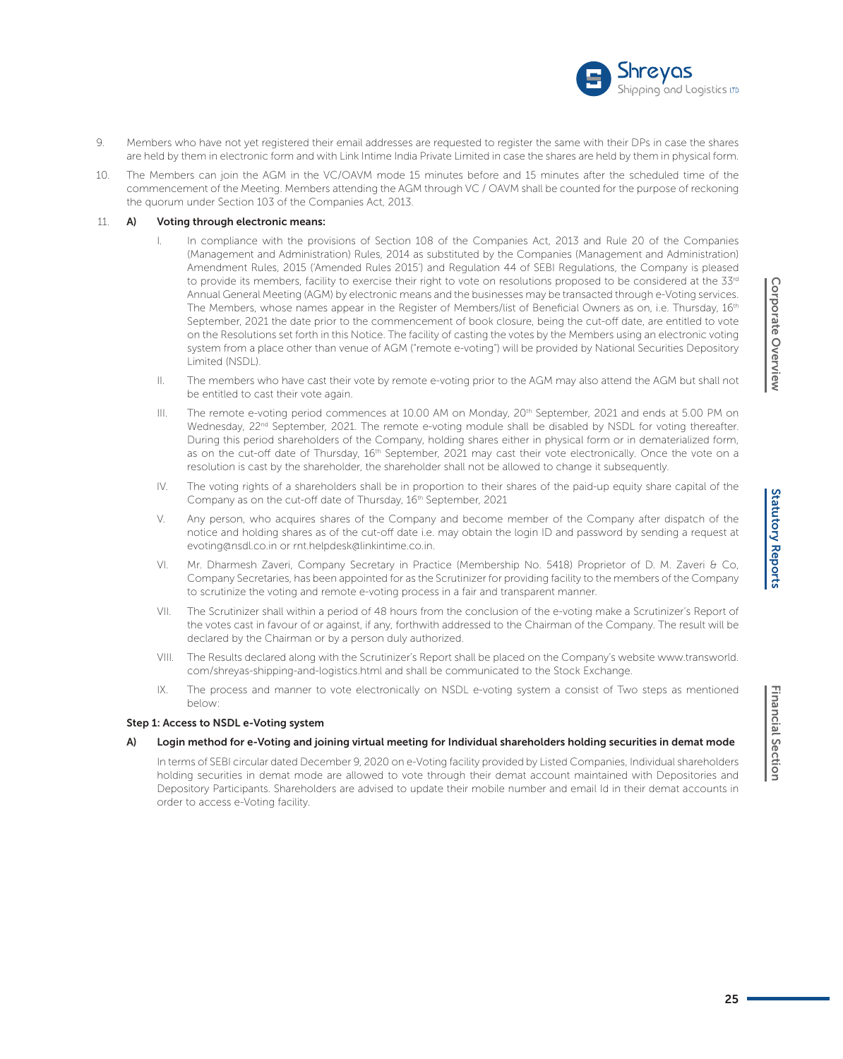9. Members who have not yet registered their email addresses are requested to register the same with their DPs in case the shares are held by them in electronic form and with Link Intime India Private Limited in case the shares are held by them in physical form.

10. The Members can join the AGM in the VC/OAVM mode 15 minutes before and 15 minutes after the scheduled time of the commencement of the Meeting. Members attending the AGM through VC / OAVM shall be counted for the purpose of reckoning the quorum under Section 103 of the Companies Act, 2013.

11. **A) Voting through electronic means:**

   I. In compliance with the provisions of Section 108 of the Companies Act, 2013 and Rule 20 of the Companies (Management and Administration) Rules, 2014 as substituted by the Companies (Management and Administration) Amendment Rules, 2015 ('Amended Rules 2015') and Regulation 44 of SEBI Regulations, the Company is pleased to provide its members, facility to exercise their right to vote on resolutions proposed to be considered at the 33rd Annual General Meeting (AGM) by electronic means and the businesses may be transacted through e-Voting services. The Members, whose names appear in the Register of Members/list of Beneficial Owners as on, i.e. Thursday, 16th September, 2021 the date prior to the commencement of book closure, being the cut-off date, are entitled to vote on the Resolutions set forth in this Notice. The facility of casting the votes by the Members using an electronic voting system from a place other than venue of AGM ("remote e-voting") will be provided by National Securities Depository Limited (NSDL).

   II. The members who have cast their vote by remote e-voting prior to the AGM may also attend the AGM but shall not be entitled to cast their vote again.

   III. The remote e-voting period commences at 10.00 AM on Monday, 20th September, 2021 and ends at 5.00 PM on Wednesday, 22nd September, 2021. The remote e-voting module shall be disabled by NSDL for voting thereafter. During this period shareholders of the Company, holding shares either in physical form or in dematerialized form, as on the cut-off date of Thursday, 16th September, 2021 may cast their vote electronically. Once the vote on a resolution is cast by the shareholder, the shareholder shall not be allowed to change it subsequently.

   IV. The voting rights of a shareholders shall be in proportion to their shares of the paid-up equity share capital of the Company as on the cut-off date of Thursday, 16th September, 2021

   V. Any person, who acquires shares of the Company and become member of the Company after dispatch of the notice and holding shares as of the cut-off date i.e. may obtain the login ID and password by sending a request at evoting@nsdl.co.in or rnt.helpdesk@linkintime.co.in.

   VI. Mr. Dharmesh Zaveri, Company Secretary in Practice (Membership No. 5418) Proprietor of D. M. Zaveri & Co, Company Secretaries, has been appointed for as the Scrutinizer for providing facility to the members of the Company to scrutinize the voting and remote e-voting process in a fair and transparent manner.

   VII. The Scrutinizer shall within a period of 48 hours from the conclusion of the e-voting make a Scrutinizer's Report of the votes cast in favour of or against, if any, forthwith addressed to the Chairman of the Company. The result will be declared by the Chairman or by a person duly authorized.

   VIII. The Results declared along with the Scrutinizer's Report shall be placed on the Company's website www.transworld.com/shreyas-shipping-and-logistics.html and shall be communicated to the Stock Exchange.

   IX. The process and manner to vote electronically on NSDL e-voting system a consist of Two steps as mentioned below:

**Step 1: Access to NSDL e-Voting system**

**A) Login method for e-Voting and joining virtual meeting for Individual shareholders holding securities in demat mode**

In terms of SEBI circular dated December 9, 2020 on e-Voting facility provided by Listed Companies, Individual shareholders holding securities in demat mode are allowed to vote through their demat account maintained with Depositories and Depository Participants. Shareholders are advised to update their mobile number and email Id in their demat accounts in order to access e-Voting facility.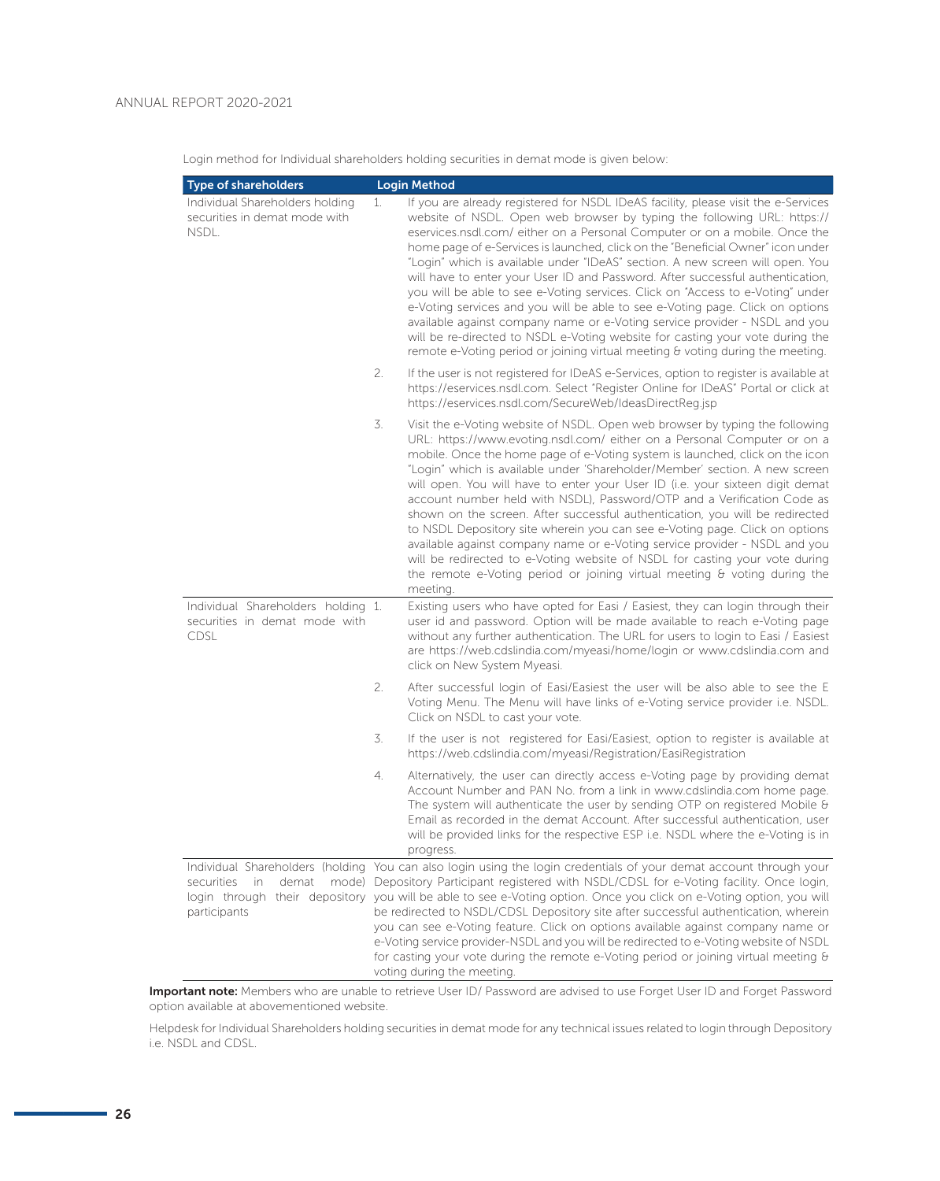Login method for Individual shareholders holding securities in demat mode is given below:

| Type of shareholders | Login Method |
|---|---|
| Individual Shareholders holding securities in demat mode with NSDL. | 1. If you are already registered for NSDL IDeAS facility, please visit the e-Services website of NSDL. Open web browser by typing the following URL: https://eservices.nsdl.com/ either on a Personal Computer or on a mobile. Once the home page of e-Services is launched, click on the "Beneficial Owner" icon under "Login" which is available under "IDeAS" section. A new screen will open. You will have to enter your User ID and Password. After successful authentication, you will be able to see e-Voting services. Click on "Access to e-Voting" under e-Voting services and you will be able to see e-Voting page. Click on options available against company name or e-Voting service provider - NSDL and you will be re-directed to NSDL e-Voting website for casting your vote during the remote e-Voting period or joining virtual meeting & voting during the meeting.<br><br>2. If the user is not registered for IDeAS e-Services, option to register is available at https://eservices.nsdl.com. Select "Register Online for IDeAS" Portal or click at https://eservices.nsdl.com/SecureWeb/IdeasDirectReg.jsp<br><br>3. Visit the e-Voting website of NSDL. Open web browser by typing the following URL: https://www.evoting.nsdl.com/ either on a Personal Computer or on a mobile. Once the home page of e-Voting system is launched, click on the icon "Login" which is available under 'Shareholder/Member' section. A new screen will open. You will have to enter your User ID (i.e. your sixteen digit demat account number held with NSDL), Password/OTP and a Verification Code as shown on the screen. After successful authentication, you will be redirected to NSDL Depository site wherein you can see e-Voting page. Click on options available against company name or e-Voting service provider - NSDL and you will be redirected to e-Voting website of NSDL for casting your vote during the remote e-Voting period or joining virtual meeting & voting during the meeting. |
| Individual Shareholders holding securities in demat mode with CDSL | 1. Existing users who have opted for Easi / Easiest, they can login through their user id and password. Option will be made available to reach e-Voting page without any further authentication. The URL for users to login to Easi / Easiest are https://web.cdslindia.com/myeasi/home/login or www.cdslindia.com and click on New System Myeasi.<br><br>2. After successful login of Easi/Easiest the user will be also able to see the E Voting Menu. The Menu will have links of e-Voting service provider i.e. NSDL. Click on NSDL to cast your vote.<br><br>3. If the user is not registered for Easi/Easiest, option to register is available at https://web.cdslindia.com/myeasi/Registration/EasiRegistration<br><br>4. Alternatively, the user can directly access e-Voting page by providing demat Account Number and PAN No. from a link in www.cdslindia.com home page. The system will authenticate the user by sending OTP on registered Mobile & Email as recorded in the demat Account. After successful authentication, user will be provided links for the respective ESP i.e. NSDL where the e-Voting is in progress. |
| Individual Shareholders (holding securities in demat mode) login through their depository participants | You can also login using the login credentials of your demat account through your Depository Participant registered with NSDL/CDSL for e-Voting facility. Once login, you will be able to see e-Voting option. Once you click on e-Voting option, you will be redirected to NSDL/CDSL Depository site after successful authentication, wherein you can see e-Voting feature. Click on options available against company name or e-Voting service provider-NSDL and you will be redirected to e-Voting website of NSDL for casting your vote during the remote e-Voting period or joining virtual meeting & voting during the meeting. |

**Important note:** Members who are unable to retrieve User ID/ Password are advised to use Forget User ID and Forget Password option available at abovementioned website.

Helpdesk for Individual Shareholders holding securities in demat mode for any technical issues related to login through Depository i.e. NSDL and CDSL.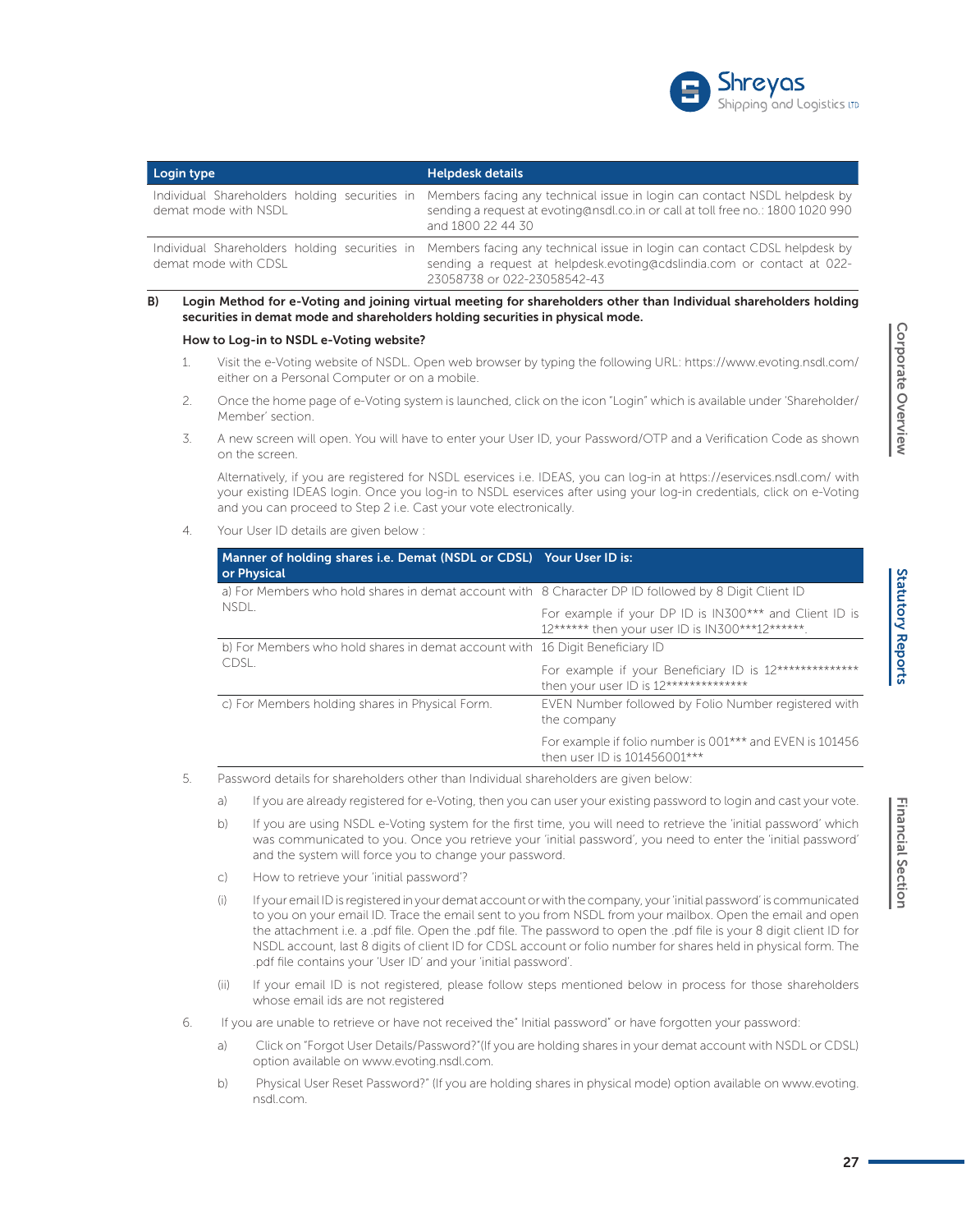| Login type | Helpdesk details |
|---|---|
| Individual Shareholders holding securities in demat mode with NSDL | Members facing any technical issue in login can contact NSDL helpdesk by sending a request at evoting@nsdl.co.in or call at toll free no.: 1800 1020 990 and 1800 22 44 30 |
| Individual Shareholders holding securities in demat mode with CDSL | Members facing any technical issue in login can contact CDSL helpdesk by sending a request at helpdesk.evoting@cdslindia.com or contact at 022-23058738 or 022-23058542-43 |

**B) Login Method for e-Voting and joining virtual meeting for shareholders other than Individual shareholders holding securities in demat mode and shareholders holding securities in physical mode.**

**How to Log-in to NSDL e-Voting website?**

1. Visit the e-Voting website of NSDL. Open web browser by typing the following URL: https://www.evoting.nsdl.com/ either on a Personal Computer or on a mobile.
2. Once the home page of e-Voting system is launched, click on the icon "Login" which is available under 'Shareholder/Member' section.
3. A new screen will open. You will have to enter your User ID, your Password/OTP and a Verification Code as shown on the screen.

   Alternatively, if you are registered for NSDL eservices i.e. IDEAS, you can log-in at https://eservices.nsdl.com/ with your existing IDEAS login. Once you log-in to NSDL eservices after using your log-in credentials, click on e-Voting and you can proceed to Step 2 i.e. Cast your vote electronically.
4. Your User ID details are given below :

| Manner of holding shares i.e. Demat (NSDL or CDSL) or Physical | Your User ID is: |
|---|---|
| a) For Members who hold shares in demat account with NSDL. | 8 Character DP ID followed by 8 Digit Client ID |
| | For example if your DP ID is IN300*** and Client ID is 12****** then your user ID is IN300***12******. |
| b) For Members who hold shares in demat account with CDSL. | 16 Digit Beneficiary ID |
| | For example if your Beneficiary ID is 12************** then your user ID is 12************** |
| c) For Members holding shares in Physical Form. | EVEN Number followed by Folio Number registered with the company |
| | For example if folio number is 001*** and EVEN is 101456 then user ID is 101456001*** |

5. Password details for shareholders other than Individual shareholders are given below:
   - a) If you are already registered for e-Voting, then you can user your existing password to login and cast your vote.
   - b) If you are using NSDL e-Voting system for the first time, you will need to retrieve the 'initial password' which was communicated to you. Once you retrieve your 'initial password', you need to enter the 'initial password' and the system will force you to change your password.
   - c) How to retrieve your 'initial password'?
   - (i) If your email ID is registered in your demat account or with the company, your 'initial password' is communicated to you on your email ID. Trace the email sent to you from NSDL from your mailbox. Open the email and open the attachment i.e. a .pdf file. Open the .pdf file. The password to open the .pdf file is your 8 digit client ID for NSDL account, last 8 digits of client ID for CDSL account or folio number for shares held in physical form. The .pdf file contains your 'User ID' and your 'initial password'.
   - (ii) If your email ID is not registered, please follow steps mentioned below in process for those shareholders whose email ids are not registered
6. If you are unable to retrieve or have not received the" Initial password" or have forgotten your password:
   - a) Click on "Forgot User Details/Password?"(If you are holding shares in your demat account with NSDL or CDSL) option available on www.evoting.nsdl.com.
   - b) Physical User Reset Password?" (If you are holding shares in physical mode) option available on www.evoting.nsdl.com.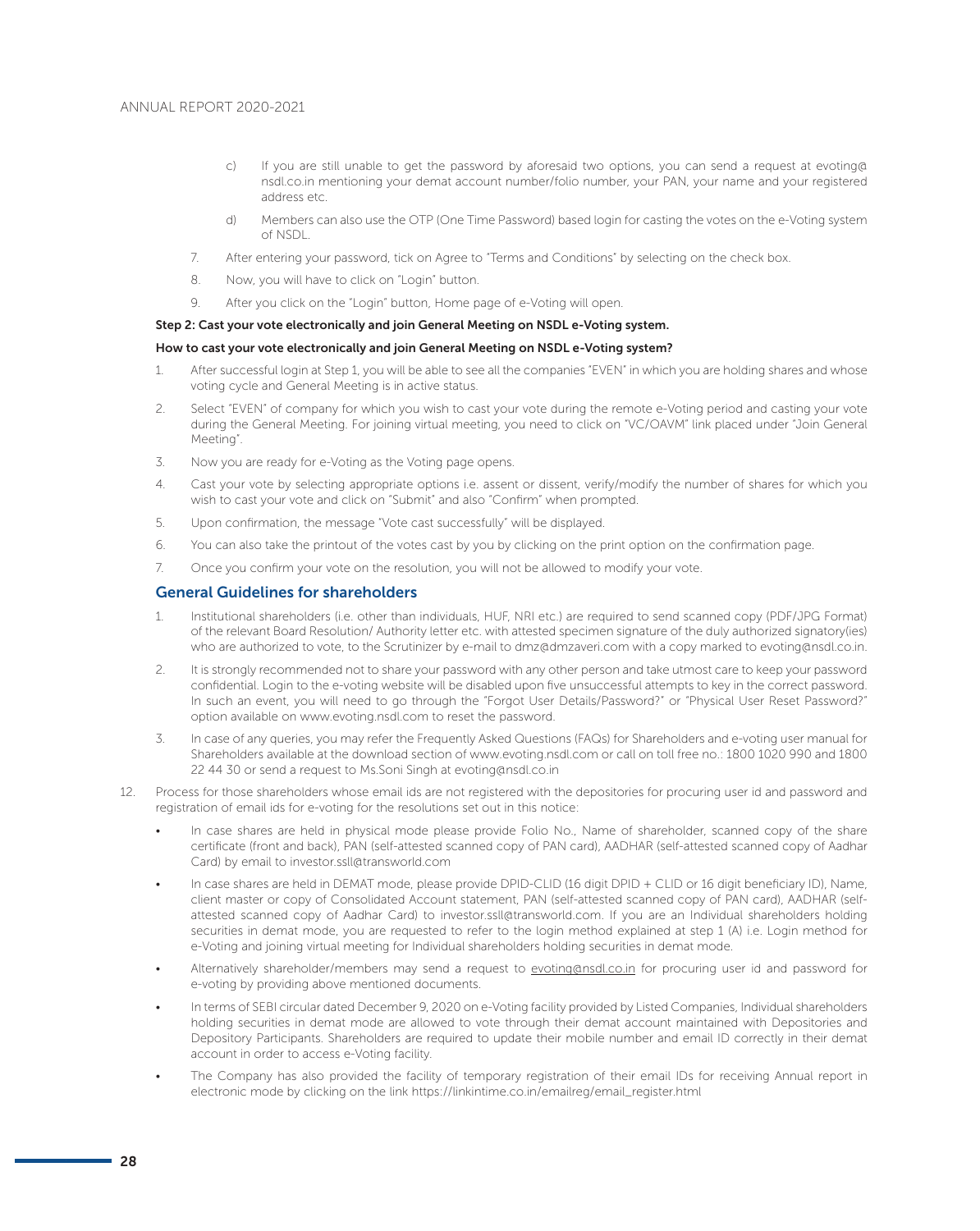c) If you are still unable to get the password by aforesaid two options, you can send a request at evoting@nsdl.co.in mentioning your demat account number/folio number, your PAN, your name and your registered address etc.

d) Members can also use the OTP (One Time Password) based login for casting the votes on the e-Voting system of NSDL.

7. After entering your password, tick on Agree to "Terms and Conditions" by selecting on the check box.

8. Now, you will have to click on "Login" button.

9. After you click on the "Login" button, Home page of e-Voting will open.

**Step 2: Cast your vote electronically and join General Meeting on NSDL e-Voting system.**

**How to cast your vote electronically and join General Meeting on NSDL e-Voting system?**

1. After successful login at Step 1, you will be able to see all the companies "EVEN" in which you are holding shares and whose voting cycle and General Meeting is in active status.
2. Select "EVEN" of company for which you wish to cast your vote during the remote e-Voting period and casting your vote during the General Meeting. For joining virtual meeting, you need to click on "VC/OAVM" link placed under "Join General Meeting".
3. Now you are ready for e-Voting as the Voting page opens.
4. Cast your vote by selecting appropriate options i.e. assent or dissent, verify/modify the number of shares for which you wish to cast your vote and click on "Submit" and also "Confirm" when prompted.
5. Upon confirmation, the message "Vote cast successfully" will be displayed.
6. You can also take the printout of the votes cast by you by clicking on the print option on the confirmation page.
7. Once you confirm your vote on the resolution, you will not be allowed to modify your vote.

## General Guidelines for shareholders

1. Institutional shareholders (i.e. other than individuals, HUF, NRI etc.) are required to send scanned copy (PDF/JPG Format) of the relevant Board Resolution/ Authority letter etc. with attested specimen signature of the duly authorized signatory(ies) who are authorized to vote, to the Scrutinizer by e-mail to dmz@dmzaveri.com with a copy marked to evoting@nsdl.co.in.
2. It is strongly recommended not to share your password with any other person and take utmost care to keep your password confidential. Login to the e-voting website will be disabled upon five unsuccessful attempts to key in the correct password. In such an event, you will need to go through the "Forgot User Details/Password?" or "Physical User Reset Password?" option available on www.evoting.nsdl.com to reset the password.
3. In case of any queries, you may refer the Frequently Asked Questions (FAQs) for Shareholders and e-voting user manual for Shareholders available at the download section of www.evoting.nsdl.com or call on toll free no.: 1800 1020 990 and 1800 22 44 30 or send a request to Ms.Soni Singh at evoting@nsdl.co.in

12. Process for those shareholders whose email ids are not registered with the depositories for procuring user id and password and registration of email ids for e-voting for the resolutions set out in this notice:

- In case shares are held in physical mode please provide Folio No., Name of shareholder, scanned copy of the share certificate (front and back), PAN (self-attested scanned copy of PAN card), AADHAR (self-attested scanned copy of Aadhar Card) by email to investor.ssll@transworld.com
- In case shares are held in DEMAT mode, please provide DPID-CLID (16 digit DPID + CLID or 16 digit beneficiary ID), Name, client master or copy of Consolidated Account statement, PAN (self-attested scanned copy of PAN card), AADHAR (self-attested scanned copy of Aadhar Card) to investor.ssll@transworld.com. If you are an Individual shareholders holding securities in demat mode, you are requested to refer to the login method explained at step 1 (A) i.e. Login method for e-Voting and joining virtual meeting for Individual shareholders holding securities in demat mode.
- Alternatively shareholder/members may send a request to evoting@nsdl.co.in for procuring user id and password for e-voting by providing above mentioned documents.
- In terms of SEBI circular dated December 9, 2020 on e-Voting facility provided by Listed Companies, Individual shareholders holding securities in demat mode are allowed to vote through their demat account maintained with Depositories and Depository Participants. Shareholders are required to update their mobile number and email ID correctly in their demat account in order to access e-Voting facility.
- The Company has also provided the facility of temporary registration of their email IDs for receiving Annual report in electronic mode by clicking on the link https://linkintime.co.in/emailreg/email_register.html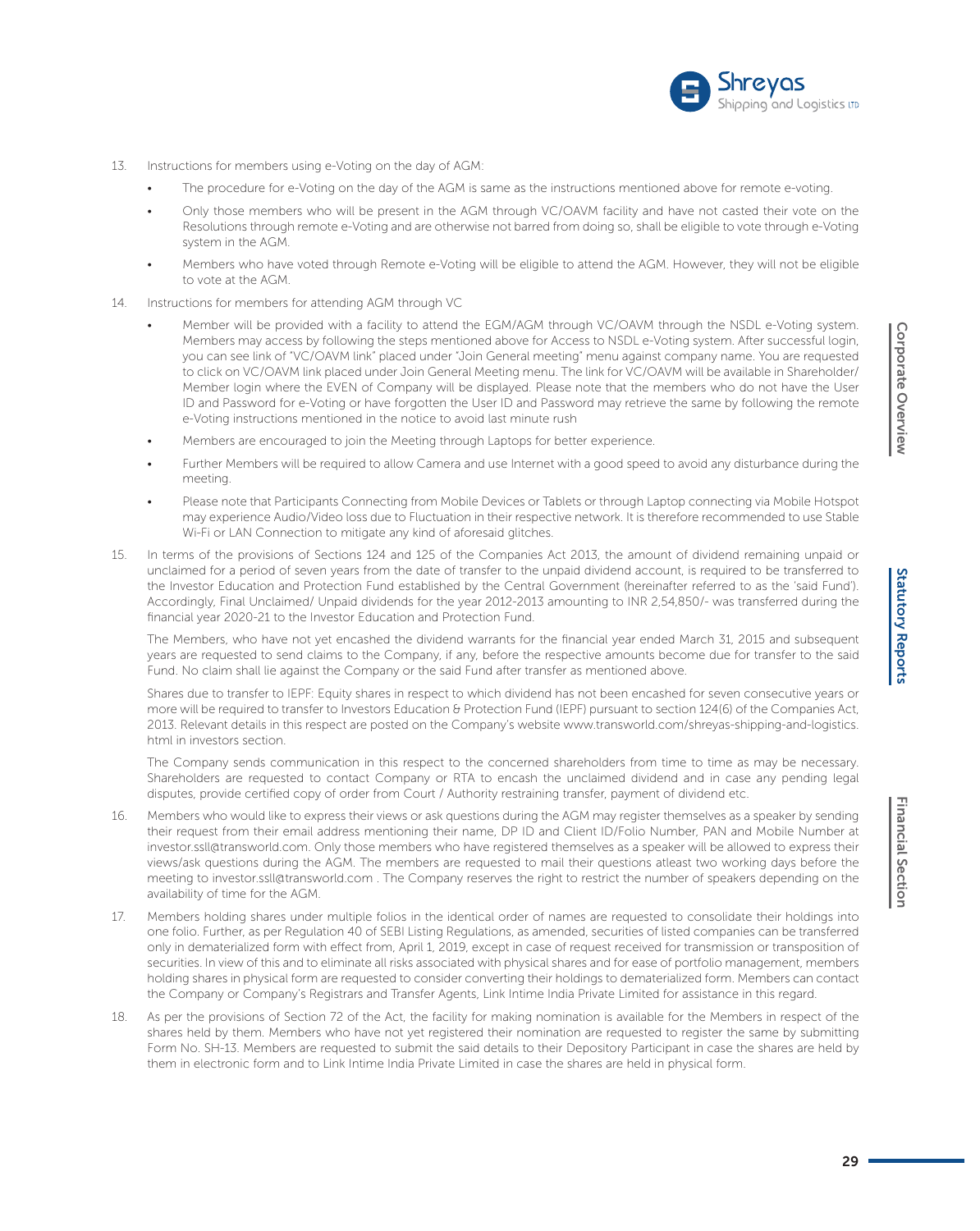13. Instructions for members using e-Voting on the day of AGM:

    - The procedure for e-Voting on the day of the AGM is same as the instructions mentioned above for remote e-voting.
    - Only those members who will be present in the AGM through VC/OAVM facility and have not casted their vote on the Resolutions through remote e-Voting and are otherwise not barred from doing so, shall be eligible to vote through e-Voting system in the AGM.
    - Members who have voted through Remote e-Voting will be eligible to attend the AGM. However, they will not be eligible to vote at the AGM.

14. Instructions for members for attending AGM through VC

    - Member will be provided with a facility to attend the EGM/AGM through VC/OAVM through the NSDL e-Voting system. Members may access by following the steps mentioned above for Access to NSDL e-Voting system. After successful login, you can see link of "VC/OAVM link" placed under "Join General meeting" menu against company name. You are requested to click on VC/OAVM link placed under Join General Meeting menu. The link for VC/OAVM will be available in Shareholder/Member login where the EVEN of Company will be displayed. Please note that the members who do not have the User ID and Password for e-Voting or have forgotten the User ID and Password may retrieve the same by following the remote e-Voting instructions mentioned in the notice to avoid last minute rush
    - Members are encouraged to join the Meeting through Laptops for better experience.
    - Further Members will be required to allow Camera and use Internet with a good speed to avoid any disturbance during the meeting.
    - Please note that Participants Connecting from Mobile Devices or Tablets or through Laptop connecting via Mobile Hotspot may experience Audio/Video loss due to Fluctuation in their respective network. It is therefore recommended to use Stable Wi-Fi or LAN Connection to mitigate any kind of aforesaid glitches.

15. In terms of the provisions of Sections 124 and 125 of the Companies Act 2013, the amount of dividend remaining unpaid or unclaimed for a period of seven years from the date of transfer to the unpaid dividend account, is required to be transferred to the Investor Education and Protection Fund established by the Central Government (hereinafter referred to as the 'said Fund'). Accordingly, Final Unclaimed/ Unpaid dividends for the year 2012-2013 amounting to INR 2,54,850/- was transferred during the financial year 2020-21 to the Investor Education and Protection Fund.

    The Members, who have not yet encashed the dividend warrants for the financial year ended March 31, 2015 and subsequent years are requested to send claims to the Company, if any, before the respective amounts become due for transfer to the said Fund. No claim shall lie against the Company or the said Fund after transfer as mentioned above.

    Shares due to transfer to IEPF: Equity shares in respect to which dividend has not been encashed for seven consecutive years or more will be required to transfer to Investors Education & Protection Fund (IEPF) pursuant to section 124(6) of the Companies Act, 2013. Relevant details in this respect are posted on the Company's website www.transworld.com/shreyas-shipping-and-logistics.html in investors section.

    The Company sends communication in this respect to the concerned shareholders from time to time as may be necessary. Shareholders are requested to contact Company or RTA to encash the unclaimed dividend and in case any pending legal disputes, provide certified copy of order from Court / Authority restraining transfer, payment of dividend etc.

16. Members who would like to express their views or ask questions during the AGM may register themselves as a speaker by sending their request from their email address mentioning their name, DP ID and Client ID/Folio Number, PAN and Mobile Number at investor.ssll@transworld.com. Only those members who have registered themselves as a speaker will be allowed to express their views/ask questions during the AGM. The members are requested to mail their questions atleast two working days before the meeting to investor.ssll@transworld.com . The Company reserves the right to restrict the number of speakers depending on the availability of time for the AGM.

17. Members holding shares under multiple folios in the identical order of names are requested to consolidate their holdings into one folio. Further, as per Regulation 40 of SEBI Listing Regulations, as amended, securities of listed companies can be transferred only in dematerialized form with effect from, April 1, 2019, except in case of request received for transmission or transposition of securities. In view of this and to eliminate all risks associated with physical shares and for ease of portfolio management, members holding shares in physical form are requested to consider converting their holdings to dematerialized form. Members can contact the Company or Company's Registrars and Transfer Agents, Link Intime India Private Limited for assistance in this regard.

18. As per the provisions of Section 72 of the Act, the facility for making nomination is available for the Members in respect of the shares held by them. Members who have not yet registered their nomination are requested to register the same by submitting Form No. SH-13. Members are requested to submit the said details to their Depository Participant in case the shares are held by them in electronic form and to Link Intime India Private Limited in case the shares are held in physical form.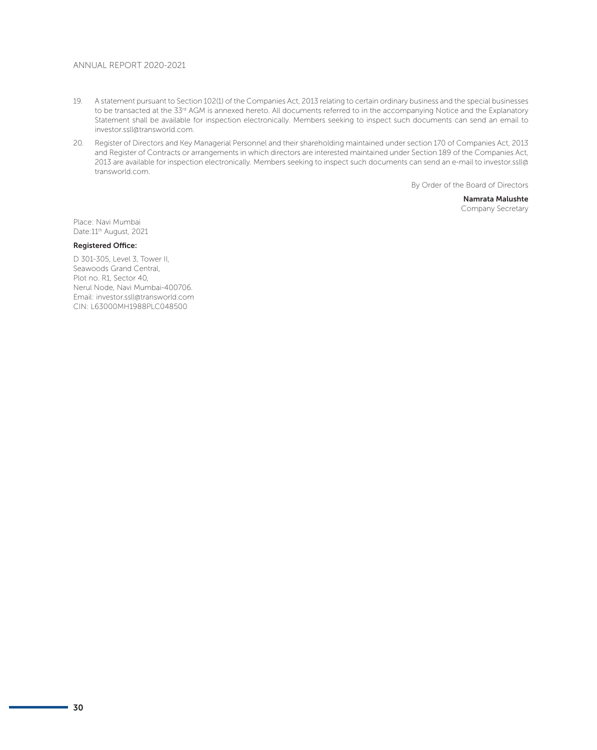19. A statement pursuant to Section 102(1) of the Companies Act, 2013 relating to certain ordinary business and the special businesses to be transacted at the 33rd AGM is annexed hereto. All documents referred to in the accompanying Notice and the Explanatory Statement shall be available for inspection electronically. Members seeking to inspect such documents can send an email to investor.ssll@transworld.com.

20. Register of Directors and Key Managerial Personnel and their shareholding maintained under section 170 of Companies Act, 2013 and Register of Contracts or arrangements in which directors are interested maintained under Section 189 of the Companies Act, 2013 are available for inspection electronically. Members seeking to inspect such documents can send an e-mail to investor.ssll@transworld.com.

By Order of the Board of Directors

**Namrata Malushte**
Company Secretary

Place: Navi Mumbai
Date:11th August, 2021

**Registered Office:**

D 301-305, Level 3, Tower II,
Seawoods Grand Central,
Plot no. R1, Sector 40,
Nerul Node, Navi Mumbai-400706.
Email: investor.ssll@transworld.com
CIN: L63000MH1988PLC048500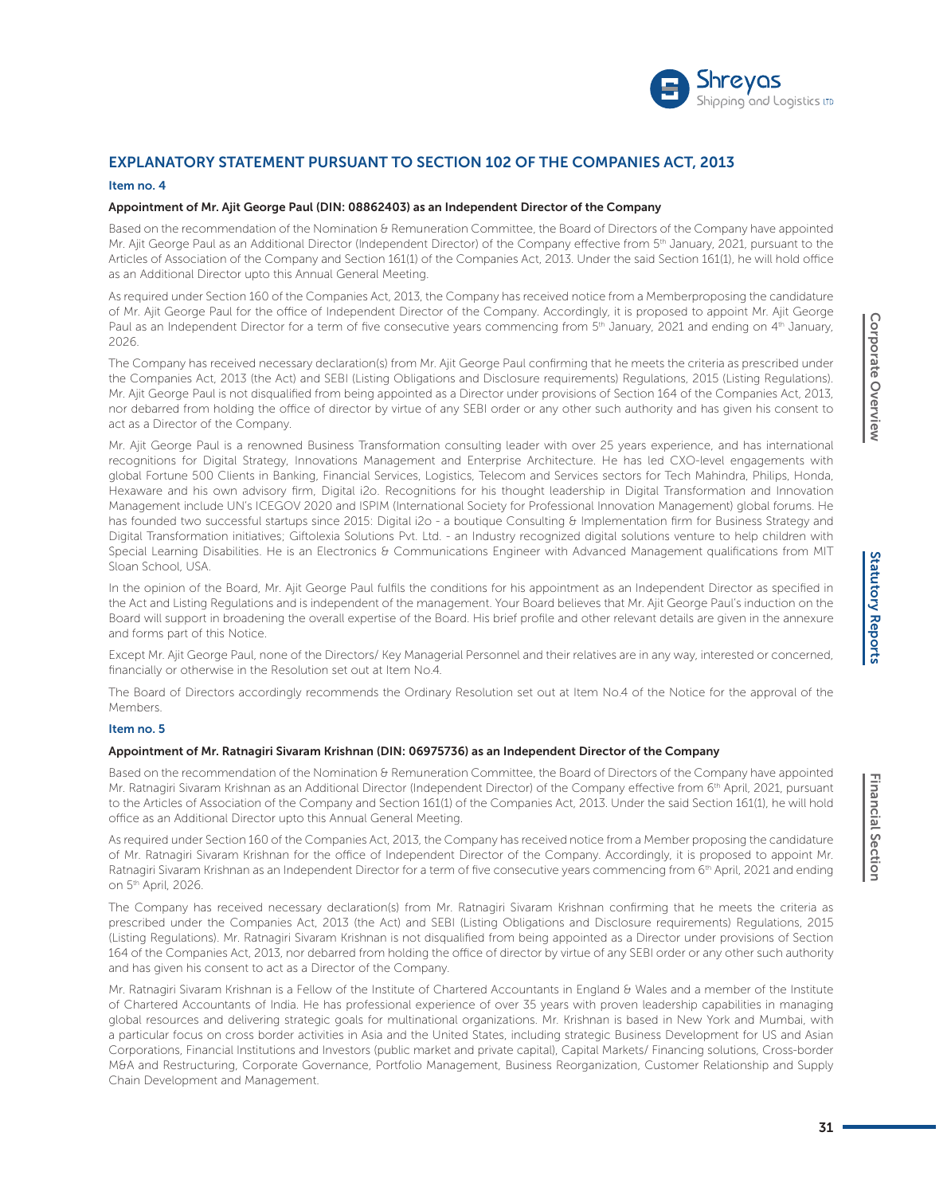## EXPLANATORY STATEMENT PURSUANT TO SECTION 102 OF THE COMPANIES ACT, 2013

### Item no. 4

**Appointment of Mr. Ajit George Paul (DIN: 08862403) as an Independent Director of the Company**

Based on the recommendation of the Nomination & Remuneration Committee, the Board of Directors of the Company have appointed Mr. Ajit George Paul as an Additional Director (Independent Director) of the Company effective from 5th January, 2021, pursuant to the Articles of Association of the Company and Section 161(1) of the Companies Act, 2013. Under the said Section 161(1), he will hold office as an Additional Director upto this Annual General Meeting.

As required under Section 160 of the Companies Act, 2013, the Company has received notice from a Memberproposing the candidature of Mr. Ajit George Paul for the office of Independent Director of the Company. Accordingly, it is proposed to appoint Mr. Ajit George Paul as an Independent Director for a term of five consecutive years commencing from 5th January, 2021 and ending on 4th January, 2026.

The Company has received necessary declaration(s) from Mr. Ajit George Paul confirming that he meets the criteria as prescribed under the Companies Act, 2013 (the Act) and SEBI (Listing Obligations and Disclosure requirements) Regulations, 2015 (Listing Regulations). Mr. Ajit George Paul is not disqualified from being appointed as a Director under provisions of Section 164 of the Companies Act, 2013, nor debarred from holding the office of director by virtue of any SEBI order or any other such authority and has given his consent to act as a Director of the Company.

Mr. Ajit George Paul is a renowned Business Transformation consulting leader with over 25 years experience, and has international recognitions for Digital Strategy, Innovations Management and Enterprise Architecture. He has led CXO-level engagements with global Fortune 500 Clients in Banking, Financial Services, Logistics, Telecom and Services sectors for Tech Mahindra, Philips, Honda, Hexaware and his own advisory firm, Digital i2o. Recognitions for his thought leadership in Digital Transformation and Innovation Management include UN's ICEGOV 2020 and ISPIM (International Society for Professional Innovation Management) global forums. He has founded two successful startups since 2015: Digital i2o - a boutique Consulting & Implementation firm for Business Strategy and Digital Transformation initiatives; Giftolexia Solutions Pvt. Ltd. - an Industry recognized digital solutions venture to help children with Special Learning Disabilities. He is an Electronics & Communications Engineer with Advanced Management qualifications from MIT Sloan School, USA.

In the opinion of the Board, Mr. Ajit George Paul fulfils the conditions for his appointment as an Independent Director as specified in the Act and Listing Regulations and is independent of the management. Your Board believes that Mr. Ajit George Paul's induction on the Board will support in broadening the overall expertise of the Board. His brief profile and other relevant details are given in the annexure and forms part of this Notice.

Except Mr. Ajit George Paul, none of the Directors/ Key Managerial Personnel and their relatives are in any way, interested or concerned, financially or otherwise in the Resolution set out at Item No.4.

The Board of Directors accordingly recommends the Ordinary Resolution set out at Item No.4 of the Notice for the approval of the Members.

### Item no. 5

**Appointment of Mr. Ratnagiri Sivaram Krishnan (DIN: 06975736) as an Independent Director of the Company**

Based on the recommendation of the Nomination & Remuneration Committee, the Board of Directors of the Company have appointed Mr. Ratnagiri Sivaram Krishnan as an Additional Director (Independent Director) of the Company effective from 6th April, 2021, pursuant to the Articles of Association of the Company and Section 161(1) of the Companies Act, 2013. Under the said Section 161(1), he will hold office as an Additional Director upto this Annual General Meeting.

As required under Section 160 of the Companies Act, 2013, the Company has received notice from a Member proposing the candidature of Mr. Ratnagiri Sivaram Krishnan for the office of Independent Director of the Company. Accordingly, it is proposed to appoint Mr. Ratnagiri Sivaram Krishnan as an Independent Director for a term of five consecutive years commencing from 6th April, 2021 and ending on 5th April, 2026.

The Company has received necessary declaration(s) from Mr. Ratnagiri Sivaram Krishnan confirming that he meets the criteria as prescribed under the Companies Act, 2013 (the Act) and SEBI (Listing Obligations and Disclosure requirements) Regulations, 2015 (Listing Regulations). Mr. Ratnagiri Sivaram Krishnan is not disqualified from being appointed as a Director under provisions of Section 164 of the Companies Act, 2013, nor debarred from holding the office of director by virtue of any SEBI order or any other such authority and has given his consent to act as a Director of the Company.

Mr. Ratnagiri Sivaram Krishnan is a Fellow of the Institute of Chartered Accountants in England & Wales and a member of the Institute of Chartered Accountants of India. He has professional experience of over 35 years with proven leadership capabilities in managing global resources and delivering strategic goals for multinational organizations. Mr. Krishnan is based in New York and Mumbai, with a particular focus on cross border activities in Asia and the United States, including strategic Business Development for US and Asian Corporations, Financial Institutions and Investors (public market and private capital), Capital Markets/ Financing solutions, Cross-border M&A and Restructuring, Corporate Governance, Portfolio Management, Business Reorganization, Customer Relationship and Supply Chain Development and Management.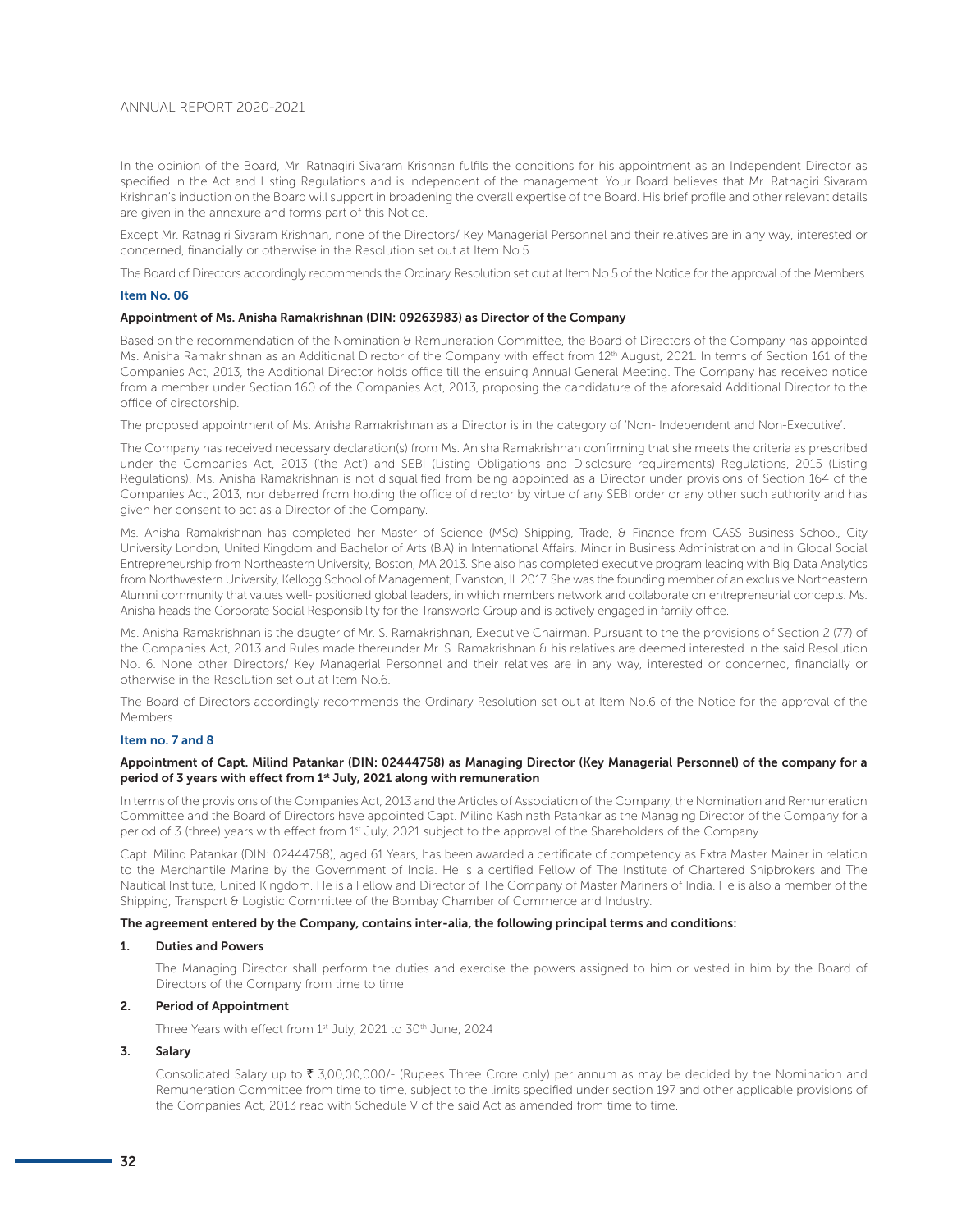In the opinion of the Board, Mr. Ratnagiri Sivaram Krishnan fulfils the conditions for his appointment as an Independent Director as specified in the Act and Listing Regulations and is independent of the management. Your Board believes that Mr. Ratnagiri Sivaram Krishnan's induction on the Board will support in broadening the overall expertise of the Board. His brief profile and other relevant details are given in the annexure and forms part of this Notice.

Except Mr. Ratnagiri Sivaram Krishnan, none of the Directors/ Key Managerial Personnel and their relatives are in any way, interested or concerned, financially or otherwise in the Resolution set out at Item No.5.

The Board of Directors accordingly recommends the Ordinary Resolution set out at Item No.5 of the Notice for the approval of the Members.

### Item No. 06

**Appointment of Ms. Anisha Ramakrishnan (DIN: 09263983) as Director of the Company**

Based on the recommendation of the Nomination & Remuneration Committee, the Board of Directors of the Company has appointed Ms. Anisha Ramakrishnan as an Additional Director of the Company with effect from 12th August, 2021. In terms of Section 161 of the Companies Act, 2013, the Additional Director holds office till the ensuing Annual General Meeting. The Company has received notice from a member under Section 160 of the Companies Act, 2013, proposing the candidature of the aforesaid Additional Director to the office of directorship.

The proposed appointment of Ms. Anisha Ramakrishnan as a Director is in the category of 'Non- Independent and Non-Executive'.

The Company has received necessary declaration(s) from Ms. Anisha Ramakrishnan confirming that she meets the criteria as prescribed under the Companies Act, 2013 ('the Act') and SEBI (Listing Obligations and Disclosure requirements) Regulations, 2015 (Listing Regulations). Ms. Anisha Ramakrishnan is not disqualified from being appointed as a Director under provisions of Section 164 of the Companies Act, 2013, nor debarred from holding the office of director by virtue of any SEBI order or any other such authority and has given her consent to act as a Director of the Company.

Ms. Anisha Ramakrishnan has completed her Master of Science (MSc) Shipping, Trade, & Finance from CASS Business School, City University London, United Kingdom and Bachelor of Arts (B.A) in International Affairs, Minor in Business Administration and in Global Social Entrepreneurship from Northeastern University, Boston, MA 2013. She also has completed executive program leading with Big Data Analytics from Northwestern University, Kellogg School of Management, Evanston, IL 2017. She was the founding member of an exclusive Northeastern Alumni community that values well- positioned global leaders, in which members network and collaborate on entrepreneurial concepts. Ms. Anisha heads the Corporate Social Responsibility for the Transworld Group and is actively engaged in family office.

Ms. Anisha Ramakrishnan is the daugter of Mr. S. Ramakrishnan, Executive Chairman. Pursuant to the the provisions of Section 2 (77) of the Companies Act, 2013 and Rules made thereunder Mr. S. Ramakrishnan & his relatives are deemed interested in the said Resolution No. 6. None other Directors/ Key Managerial Personnel and their relatives are in any way, interested or concerned, financially or otherwise in the Resolution set out at Item No.6.

The Board of Directors accordingly recommends the Ordinary Resolution set out at Item No.6 of the Notice for the approval of the Members.

### Item no. 7 and 8

**Appointment of Capt. Milind Patankar (DIN: 02444758) as Managing Director (Key Managerial Personnel) of the company for a period of 3 years with effect from 1st July, 2021 along with remuneration**

In terms of the provisions of the Companies Act, 2013 and the Articles of Association of the Company, the Nomination and Remuneration Committee and the Board of Directors have appointed Capt. Milind Kashinath Patankar as the Managing Director of the Company for a period of 3 (three) years with effect from 1st July, 2021 subject to the approval of the Shareholders of the Company.

Capt. Milind Patankar (DIN: 02444758), aged 61 Years, has been awarded a certificate of competency as Extra Master Mainer in relation to the Merchantile Marine by the Government of India. He is a certified Fellow of The Institute of Chartered Shipbrokers and The Nautical Institute, United Kingdom. He is a Fellow and Director of The Company of Master Mariners of India. He is also a member of the Shipping, Transport & Logistic Committee of the Bombay Chamber of Commerce and Industry.

**The agreement entered by the Company, contains inter-alia, the following principal terms and conditions:**

1. **Duties and Powers**

   The Managing Director shall perform the duties and exercise the powers assigned to him or vested in him by the Board of Directors of the Company from time to time.

2. **Period of Appointment**

   Three Years with effect from 1st July, 2021 to 30th June, 2024

3. **Salary**

   Consolidated Salary up to ₹ 3,00,00,000/- (Rupees Three Crore only) per annum as may be decided by the Nomination and Remuneration Committee from time to time, subject to the limits specified under section 197 and other applicable provisions of the Companies Act, 2013 read with Schedule V of the said Act as amended from time to time.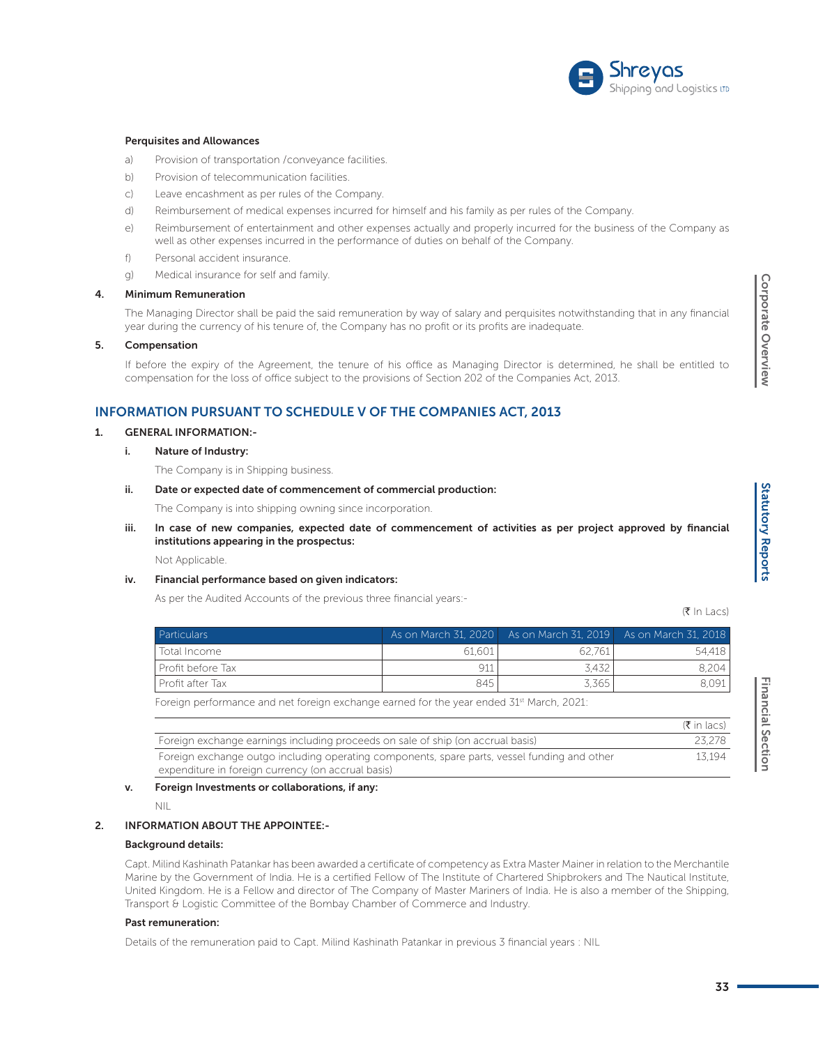**Perquisites and Allowances**

a) Provision of transportation /conveyance facilities.

b) Provision of telecommunication facilities.

c) Leave encashment as per rules of the Company.

d) Reimbursement of medical expenses incurred for himself and his family as per rules of the Company.

e) Reimbursement of entertainment and other expenses actually and properly incurred for the business of the Company as well as other expenses incurred in the performance of duties on behalf of the Company.

f) Personal accident insurance.

g) Medical insurance for self and family.

**4. Minimum Remuneration**

The Managing Director shall be paid the said remuneration by way of salary and perquisites notwithstanding that in any financial year during the currency of his tenure of, the Company has no profit or its profits are inadequate.

**5. Compensation**

If before the expiry of the Agreement, the tenure of his office as Managing Director is determined, he shall be entitled to compensation for the loss of office subject to the provisions of Section 202 of the Companies Act, 2013.

## INFORMATION PURSUANT TO SCHEDULE V OF THE COMPANIES ACT, 2013

**1. GENERAL INFORMATION:-**

**i. Nature of Industry:**

The Company is in Shipping business.

**ii. Date or expected date of commencement of commercial production:**

The Company is into shipping owning since incorporation.

**iii. In case of new companies, expected date of commencement of activities as per project approved by financial institutions appearing in the prospectus:**

Not Applicable.

**iv. Financial performance based on given indicators:**

As per the Audited Accounts of the previous three financial years:-

(₹ In Lacs)

| Particulars | As on March 31, 2020 | As on March 31, 2019 | As on March 31, 2018 |
|---|---|---|---|
| Total Income | 61,601 | 62,761 | 54,418 |
| Profit before Tax | 911 | 3,432 | 8,204 |
| Profit after Tax | 845 | 3,365 | 8,091 |

Foreign performance and net foreign exchange earned for the year ended 31st March, 2021:

| | (₹ in lacs) |
|---|---|
| Foreign exchange earnings including proceeds on sale of ship (on accrual basis) | 23,278 |
| Foreign exchange outgo including operating components, spare parts, vessel funding and other expenditure in foreign currency (on accrual basis) | 13,194 |

**v. Foreign Investments or collaborations, if any:**

NIL

**2. INFORMATION ABOUT THE APPOINTEE:-**

**Background details:**

Capt. Milind Kashinath Patankar has been awarded a certificate of competency as Extra Master Mainer in relation to the Merchantile Marine by the Government of India. He is a certified Fellow of The Institute of Chartered Shipbrokers and The Nautical Institute, United Kingdom. He is a Fellow and director of The Company of Master Mariners of India. He is also a member of the Shipping, Transport & Logistic Committee of the Bombay Chamber of Commerce and Industry.

**Past remuneration:**

Details of the remuneration paid to Capt. Milind Kashinath Patankar in previous 3 financial years : NIL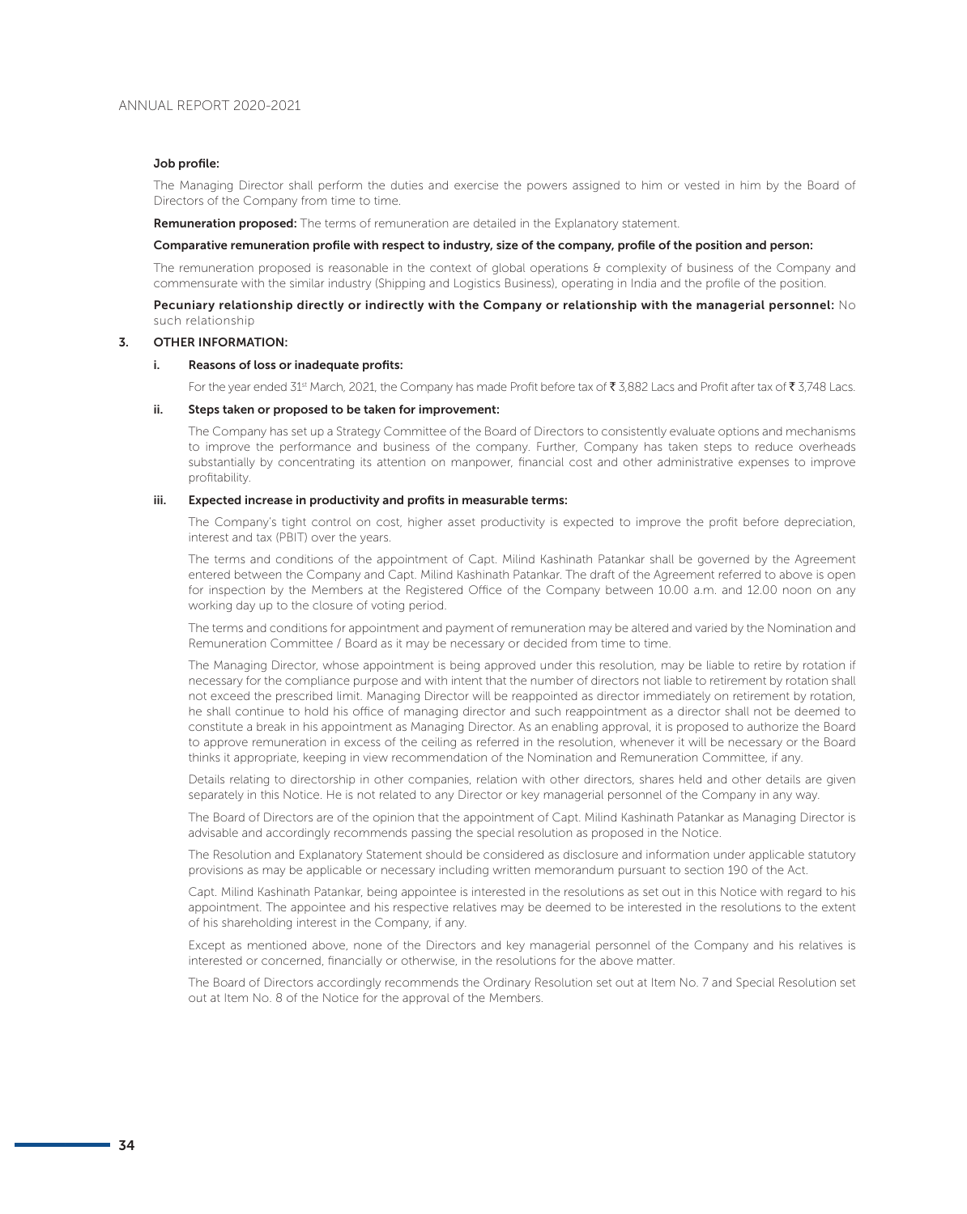**Job profile:**

The Managing Director shall perform the duties and exercise the powers assigned to him or vested in him by the Board of Directors of the Company from time to time.

**Remuneration proposed:** The terms of remuneration are detailed in the Explanatory statement.

**Comparative remuneration profile with respect to industry, size of the company, profile of the position and person:**

The remuneration proposed is reasonable in the context of global operations & complexity of business of the Company and commensurate with the similar industry (Shipping and Logistics Business), operating in India and the profile of the position.

**Pecuniary relationship directly or indirectly with the Company or relationship with the managerial personnel:** No such relationship

3. **OTHER INFORMATION:**

   i. **Reasons of loss or inadequate profits:**

   For the year ended 31st March, 2021, the Company has made Profit before tax of ₹ 3,882 Lacs and Profit after tax of ₹ 3,748 Lacs.

   ii. **Steps taken or proposed to be taken for improvement:**

   The Company has set up a Strategy Committee of the Board of Directors to consistently evaluate options and mechanisms to improve the performance and business of the company. Further, Company has taken steps to reduce overheads substantially by concentrating its attention on manpower, financial cost and other administrative expenses to improve profitability.

   iii. **Expected increase in productivity and profits in measurable terms:**

   The Company's tight control on cost, higher asset productivity is expected to improve the profit before depreciation, interest and tax (PBIT) over the years.

   The terms and conditions of the appointment of Capt. Milind Kashinath Patankar shall be governed by the Agreement entered between the Company and Capt. Milind Kashinath Patankar. The draft of the Agreement referred to above is open for inspection by the Members at the Registered Office of the Company between 10.00 a.m. and 12.00 noon on any working day up to the closure of voting period.

   The terms and conditions for appointment and payment of remuneration may be altered and varied by the Nomination and Remuneration Committee / Board as it may be necessary or decided from time to time.

   The Managing Director, whose appointment is being approved under this resolution, may be liable to retire by rotation if necessary for the compliance purpose and with intent that the number of directors not liable to retirement by rotation shall not exceed the prescribed limit. Managing Director will be reappointed as director immediately on retirement by rotation, he shall continue to hold his office of managing director and such reappointment as a director shall not be deemed to constitute a break in his appointment as Managing Director. As an enabling approval, it is proposed to authorize the Board to approve remuneration in excess of the ceiling as referred in the resolution, whenever it will be necessary or the Board thinks it appropriate, keeping in view recommendation of the Nomination and Remuneration Committee, if any.

   Details relating to directorship in other companies, relation with other directors, shares held and other details are given separately in this Notice. He is not related to any Director or key managerial personnel of the Company in any way.

   The Board of Directors are of the opinion that the appointment of Capt. Milind Kashinath Patankar as Managing Director is advisable and accordingly recommends passing the special resolution as proposed in the Notice.

   The Resolution and Explanatory Statement should be considered as disclosure and information under applicable statutory provisions as may be applicable or necessary including written memorandum pursuant to section 190 of the Act.

   Capt. Milind Kashinath Patankar, being appointee is interested in the resolutions as set out in this Notice with regard to his appointment. The appointee and his respective relatives may be deemed to be interested in the resolutions to the extent of his shareholding interest in the Company, if any.

   Except as mentioned above, none of the Directors and key managerial personnel of the Company and his relatives is interested or concerned, financially or otherwise, in the resolutions for the above matter.

   The Board of Directors accordingly recommends the Ordinary Resolution set out at Item No. 7 and Special Resolution set out at Item No. 8 of the Notice for the approval of the Members.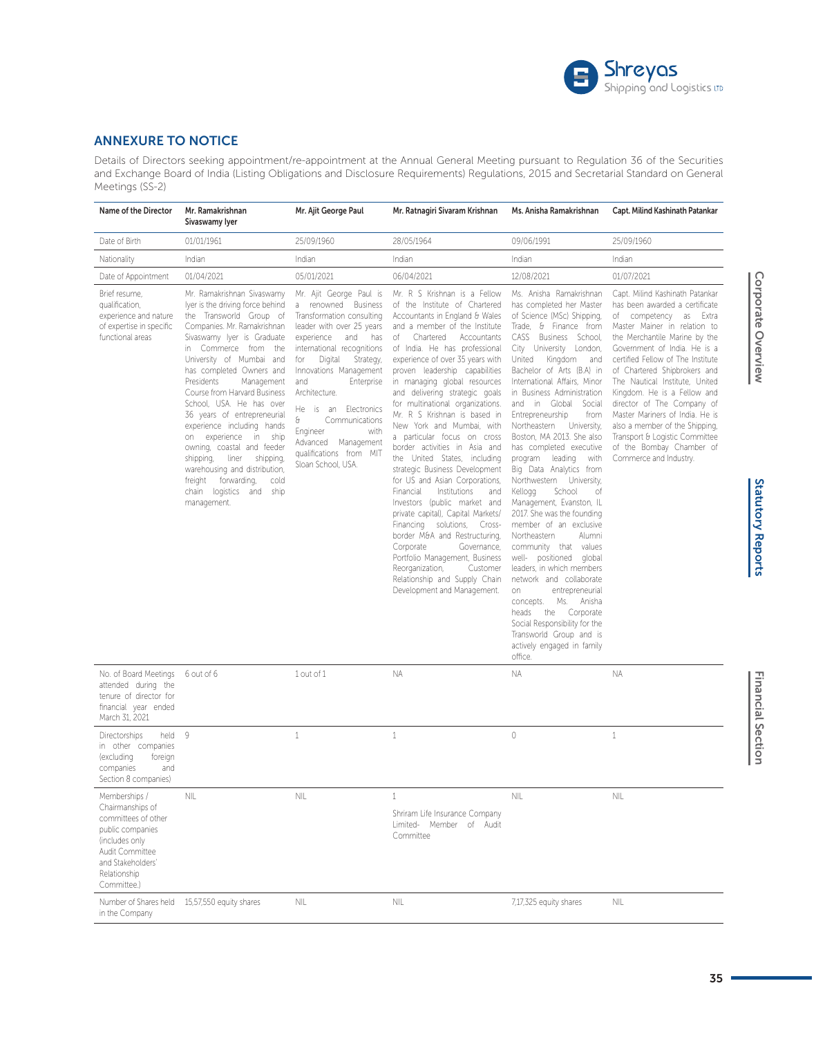## ANNEXURE TO NOTICE

Details of Directors seeking appointment/re-appointment at the Annual General Meeting pursuant to Regulation 36 of the Securities and Exchange Board of India (Listing Obligations and Disclosure Requirements) Regulations, 2015 and Secretarial Standard on General Meetings (SS-2)

| Name of the Director | Mr. Ramakrishnan Sivaswamy Iyer | Mr. Ajit George Paul | Mr. Ratnagiri Sivaram Krishnan | Ms. Anisha Ramakrishnan | Capt. Milind Kashinath Patankar |
|---|---|---|---|---|---|
| Date of Birth | 01/01/1961 | 25/09/1960 | 28/05/1964 | 09/06/1991 | 25/09/1960 |
| Nationality | Indian | Indian | Indian | Indian | Indian |
| Date of Appointment | 01/04/2021 | 05/01/2021 | 06/04/2021 | 12/08/2021 | 01/07/2021 |
| Brief resume, qualification, experience and nature of expertise in specific functional areas | Mr. Ramakrishnan Sivaswamy Iyer is the driving force behind the Transworld Group of Companies. Mr. Ramakrishnan Sivaswamy Iyer is Graduate in Commerce from the University of Mumbai and has completed Owners and Presidents Management Course from Harvard Business School, USA. He has over 36 years of entrepreneurial experience including hands on experience in ship owning, coastal and feeder shipping, liner shipping, warehousing and distribution, freight forwarding, cold chain logistics and ship management. | Mr. Ajit George Paul is a renowned Business Transformation consulting leader with over 25 years experience and has international recognitions for Digital Strategy, Innovations Management and Enterprise Architecture.<br><br>He is an Electronics & Communications Engineer with Advanced Management qualifications from MIT Sloan School, USA. | Mr. R S Krishnan is a Fellow of the Institute of Chartered Accountants in England & Wales and a member of the Institute of Chartered Accountants of India. He has professional experience of over 35 years with proven leadership capabilities in managing global resources and delivering strategic goals for multinational organizations. Mr. R S Krishnan is based in New York and Mumbai, with a particular focus on cross border activities in Asia and the United States, including strategic Business Development for US and Asian Corporations, Financial Institutions and Investors (public market and private capital), Capital Markets/ Financing solutions, Cross-border M&A and Restructuring, Corporate Governance, Portfolio Management, Business Reorganization, Customer Relationship and Supply Chain Development and Management. | Ms. Anisha Ramakrishnan has completed her Master of Science (MSc) Shipping, Trade, & Finance from CASS Business School, City University London, United Kingdom and Bachelor of Arts (B.A) in International Affairs, Minor in Business Administration and in Global Social Entrepreneurship from Northeastern University, Boston, MA 2013. She also has completed executive program leading with Big Data Analytics from Northwestern University, Kellogg School of Management, Evanston, IL 2017. She was the founding member of an exclusive Northeastern Alumni community that values well- positioned global leaders, in which members network and collaborate on entrepreneurial concepts. Ms. Anisha heads the Corporate Social Responsibility for the Transworld Group and is actively engaged in family office. | Capt. Milind Kashinath Patankar has been awarded a certificate of competency as Extra Master Mainer in relation to the Merchantile Marine by the Government of India. He is a certified Fellow of The Institute of Chartered Shipbrokers and The Nautical Institute, United Kingdom. He is a Fellow and director of The Company of Master Mariners of India. He is also a member of the Shipping, Transport & Logistic Committee of the Bombay Chamber of Commerce and Industry. |
| No. of Board Meetings attended during the tenure of director for financial year ended March 31, 2021 | 6 out of 6 | 1 out of 1 | NA | NA | NA |
| Directorships held in other companies (excluding foreign companies and Section 8 companies) | 9 | 1 | 1 | 0 | 1 |
| Memberships / Chairmanships of committees of other public companies (includes only Audit Committee and Stakeholders' Relationship Committee.) | NIL | NIL | 1<br><br>Shriram Life Insurance Company Limited- Member of Audit Committee | NIL | NIL |
| Number of Shares held in the Company | 15,57,550 equity shares | NIL | NIL | 7,17,325 equity shares | NIL |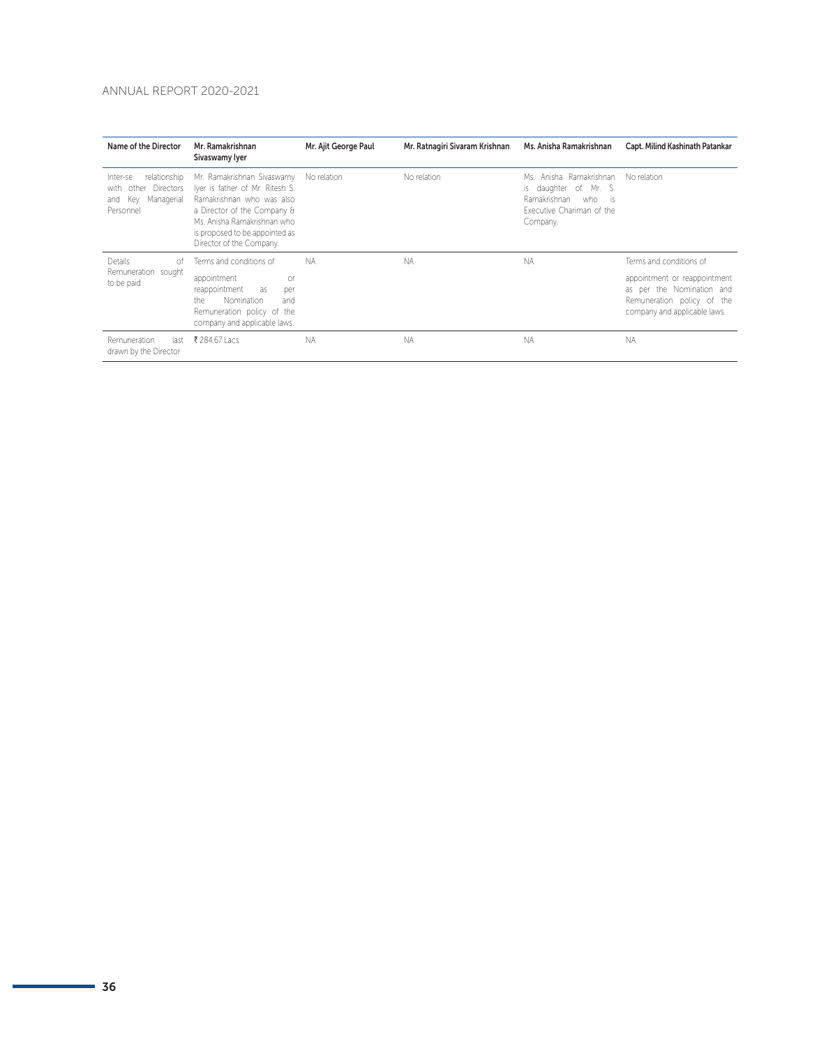| Name of the Director | Mr. Ramakrishnan Sivaswamy Iyer | Mr. Ajit George Paul | Mr. Ratnagiri Sivaram Krishnan | Ms. Anisha Ramakrishnan | Capt. Milind Kashinath Patankar |
|---|---|---|---|---|---|
| Inter-se relationship with other Directors and Key Managerial Personnel | Mr. Ramakrishnan Sivaswamy Iyer is father of Mr. Ritesh S. Ramakrishnan who was also a Director of the Company & Ms. Anisha Ramakrishnan who is proposed to be appointed as Director of the Company. | No relation | No relation | Ms. Anisha Ramakrishnan is daughter of Mr. S. Ramakrishnan who is Executive Chariman of the Company. | No relation |
| Details of Remuneration sought to be paid | Terms and conditions of appointment or reappointment as per the Nomination and Remuneration policy of the company and applicable laws. | NA | NA | NA | Terms and conditions of appointment or reappointment as per the Nomination and Remuneration policy of the company and applicable laws. |
| Remuneration last drawn by the Director | ₹ 284.67 Lacs | NA | NA | NA | NA |